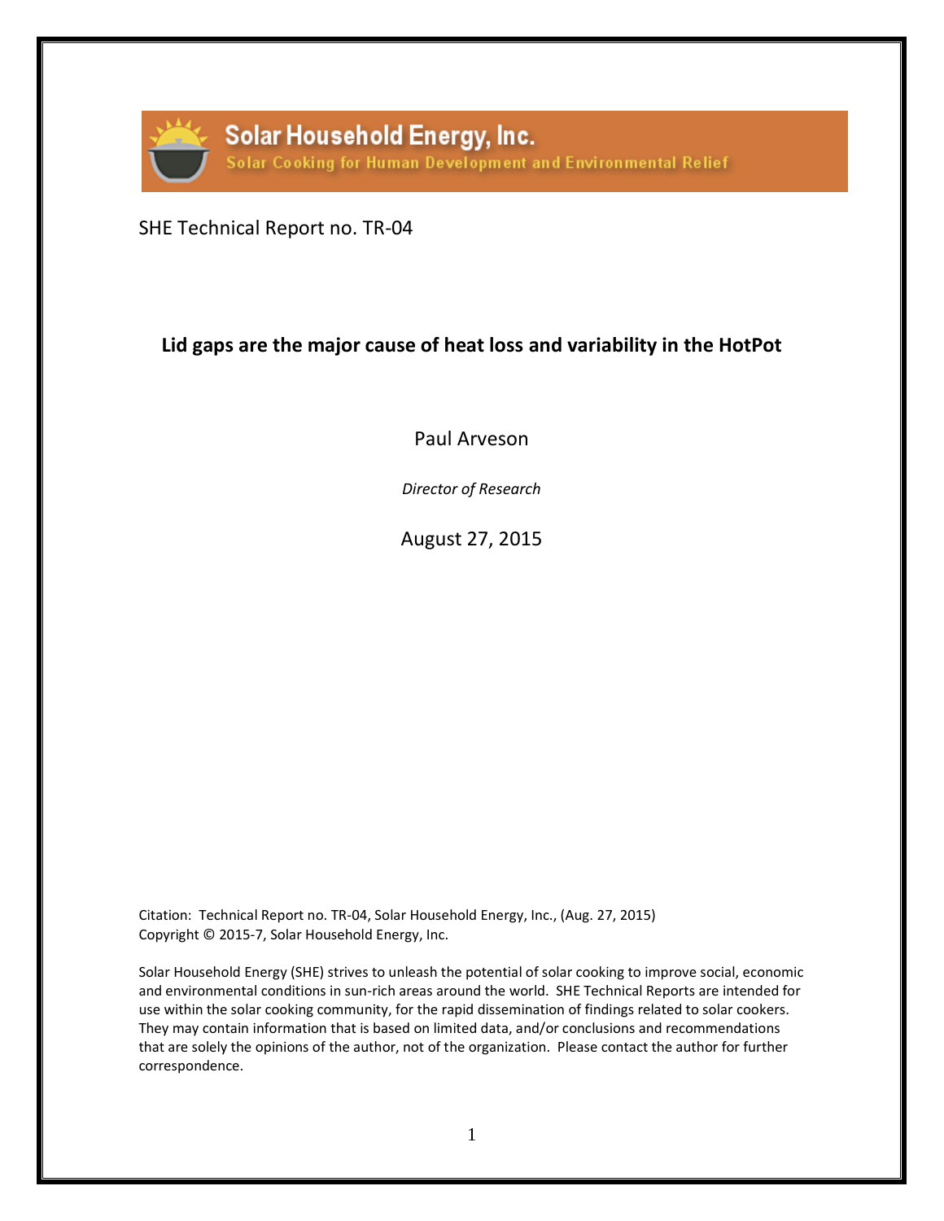Solar Household Energy, Inc.

Solar Cooking for Human Development and Environmental Relief

SHE Technical Report no. TR-04

# Lid gaps are the major cause of heat loss and variability in the HotPot

Paul Arveson

*Director of Research*

August 27, 2015

Citation: Technical Report no. TR-04, Solar Household Energy, Inc., (Aug. 27, 2015)
Copyright © 2015-7, Solar Household Energy, Inc.

Solar Household Energy (SHE) strives to unleash the potential of solar cooking to improve social, economic and environmental conditions in sun-rich areas around the world. SHE Technical Reports are intended for use within the solar cooking community, for the rapid dissemination of findings related to solar cookers. They may contain information that is based on limited data, and/or conclusions and recommendations that are solely the opinions of the author, not of the organization. Please contact the author for further correspondence.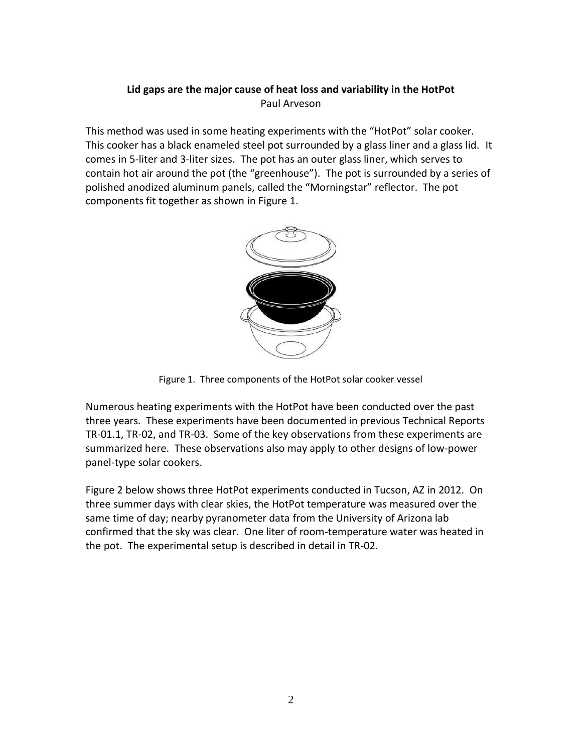**Lid gaps are the major cause of heat loss and variability in the HotPot**

Paul Arveson

This method was used in some heating experiments with the "HotPot" solar cooker. This cooker has a black enameled steel pot surrounded by a glass liner and a glass lid. It comes in 5-liter and 3-liter sizes. The pot has an outer glass liner, which serves to contain hot air around the pot (the "greenhouse"). The pot is surrounded by a series of polished anodized aluminum panels, called the "Morningstar" reflector. The pot components fit together as shown in Figure 1.

Figure 1. Three components of the HotPot solar cooker vessel

Numerous heating experiments with the HotPot have been conducted over the past three years. These experiments have been documented in previous Technical Reports TR-01.1, TR-02, and TR-03. Some of the key observations from these experiments are summarized here. These observations also may apply to other designs of low-power panel-type solar cookers.

Figure 2 below shows three HotPot experiments conducted in Tucson, AZ in 2012. On three summer days with clear skies, the HotPot temperature was measured over the same time of day; nearby pyranometer data from the University of Arizona lab confirmed that the sky was clear. One liter of room-temperature water was heated in the pot. The experimental setup is described in detail in TR-02.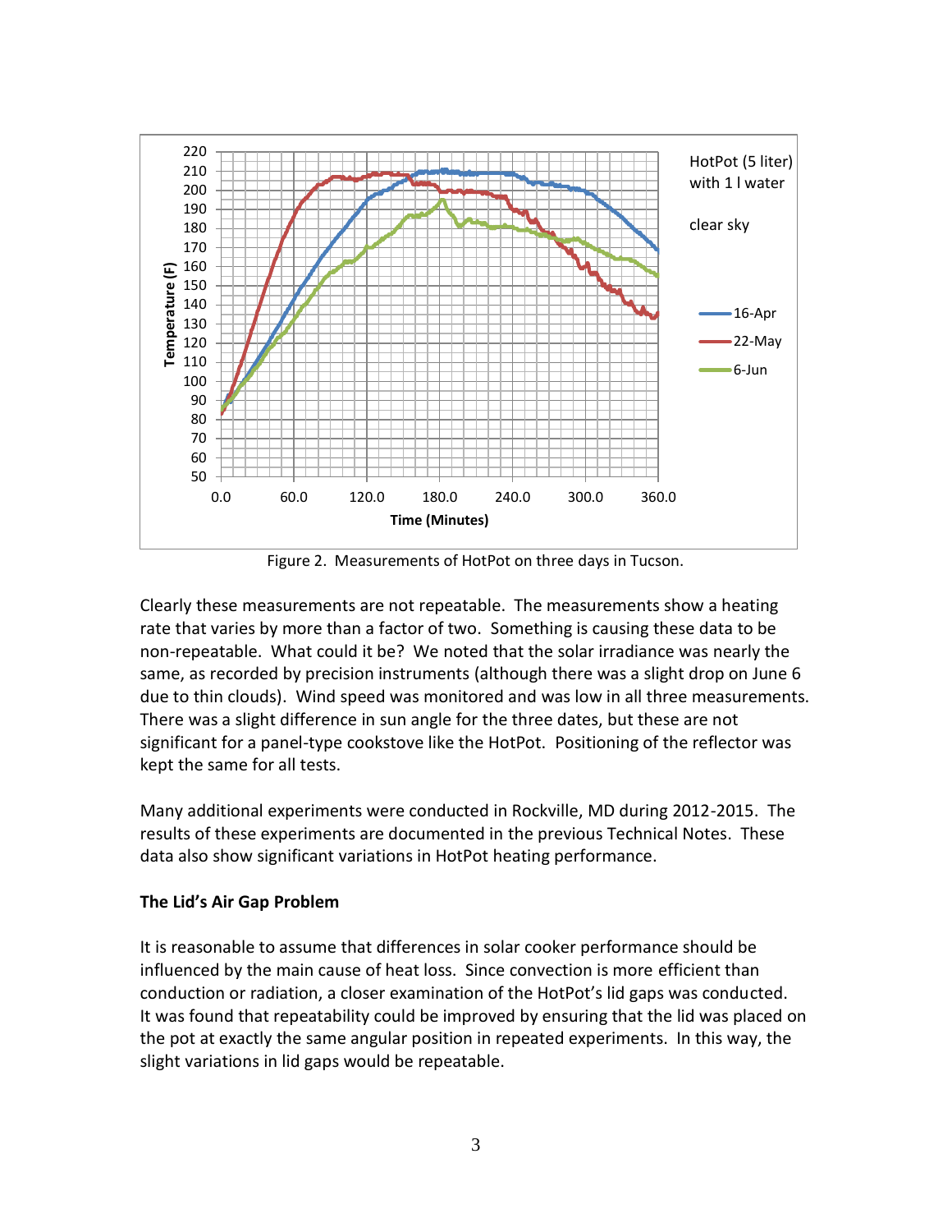Figure 2. Measurements of HotPot on three days in Tucson.

Clearly these measurements are not repeatable. The measurements show a heating rate that varies by more than a factor of two. Something is causing these data to be non-repeatable. What could it be? We noted that the solar irradiance was nearly the same, as recorded by precision instruments (although there was a slight drop on June 6 due to thin clouds). Wind speed was monitored and was low in all three measurements. There was a slight difference in sun angle for the three dates, but these are not significant for a panel-type cookstove like the HotPot. Positioning of the reflector was kept the same for all tests.

Many additional experiments were conducted in Rockville, MD during 2012-2015. The results of these experiments are documented in the previous Technical Notes. These data also show significant variations in HotPot heating performance.

**The Lid's Air Gap Problem**

It is reasonable to assume that differences in solar cooker performance should be influenced by the main cause of heat loss. Since convection is more efficient than conduction or radiation, a closer examination of the HotPot's lid gaps was conducted. It was found that repeatability could be improved by ensuring that the lid was placed on the pot at exactly the same angular position in repeated experiments. In this way, the slight variations in lid gaps would be repeatable.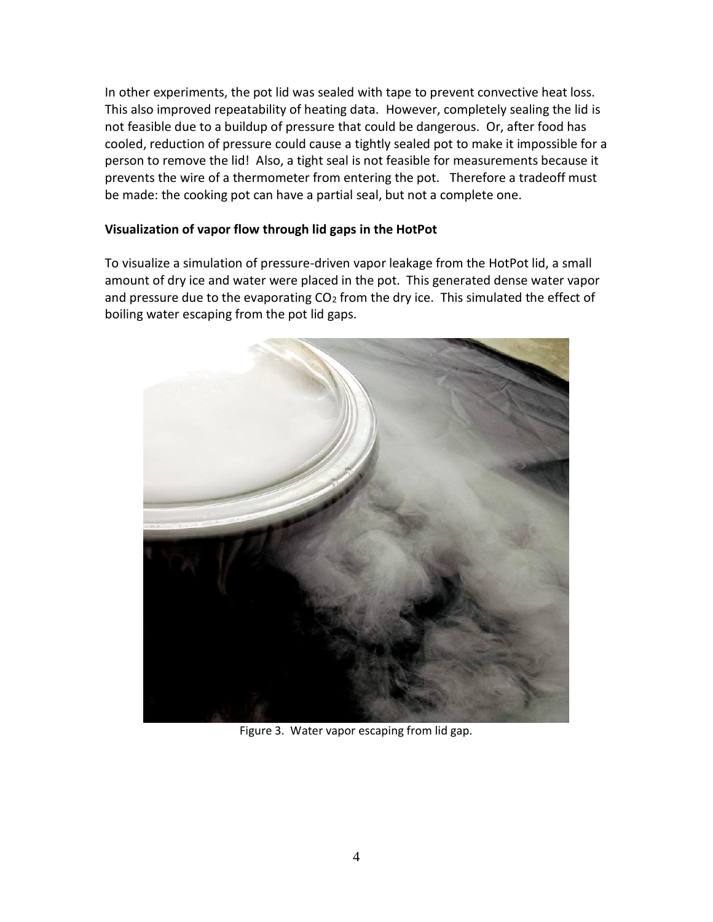In other experiments, the pot lid was sealed with tape to prevent convective heat loss. This also improved repeatability of heating data. However, completely sealing the lid is not feasible due to a buildup of pressure that could be dangerous. Or, after food has cooled, reduction of pressure could cause a tightly sealed pot to make it impossible for a person to remove the lid! Also, a tight seal is not feasible for measurements because it prevents the wire of a thermometer from entering the pot. Therefore a tradeoff must be made: the cooking pot can have a partial seal, but not a complete one.

**Visualization of vapor flow through lid gaps in the HotPot**

To visualize a simulation of pressure-driven vapor leakage from the HotPot lid, a small amount of dry ice and water were placed in the pot. This generated dense water vapor and pressure due to the evaporating $CO_2$ from the dry ice. This simulated the effect of boiling water escaping from the pot lid gaps.

Figure 3. Water vapor escaping from lid gap.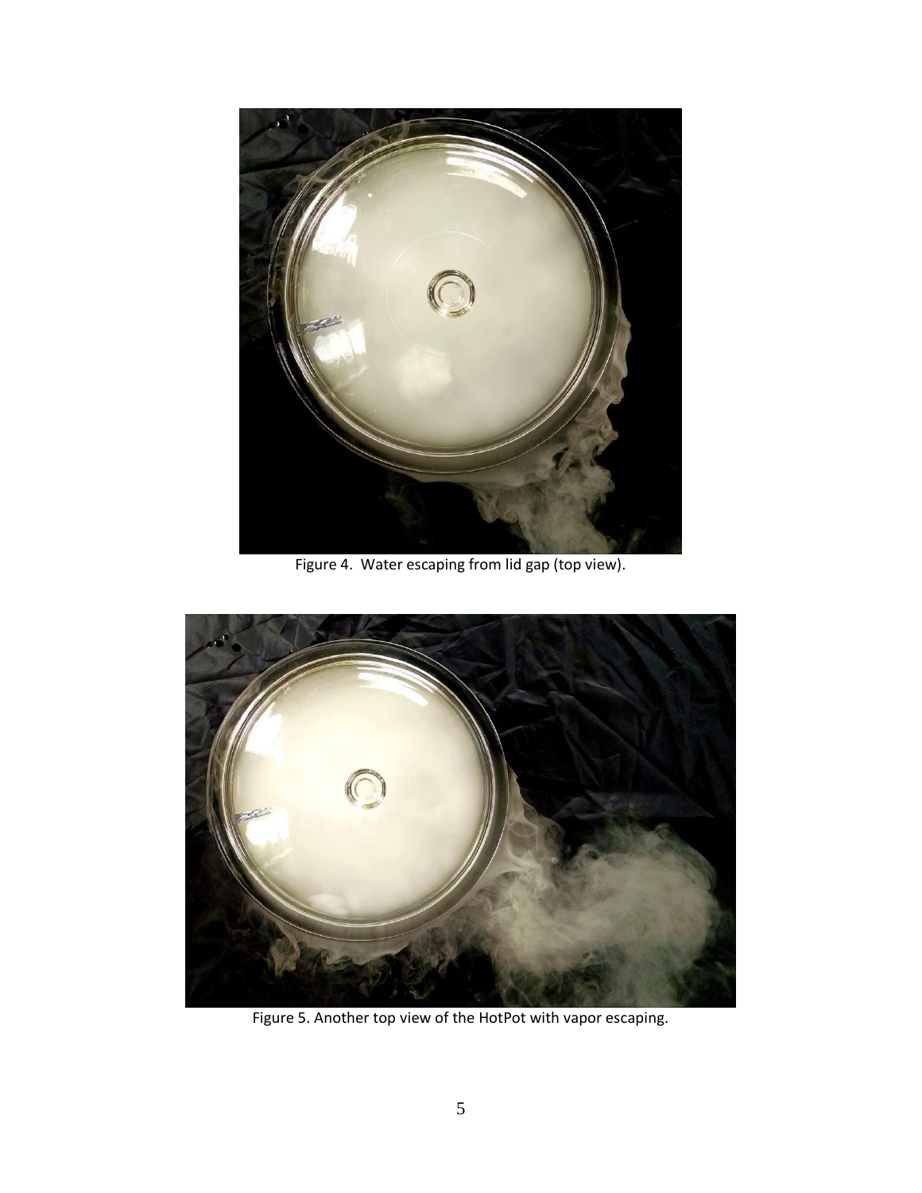Figure 4.  Water escaping from lid gap (top view).

Figure 5. Another top view of the HotPot with vapor escaping.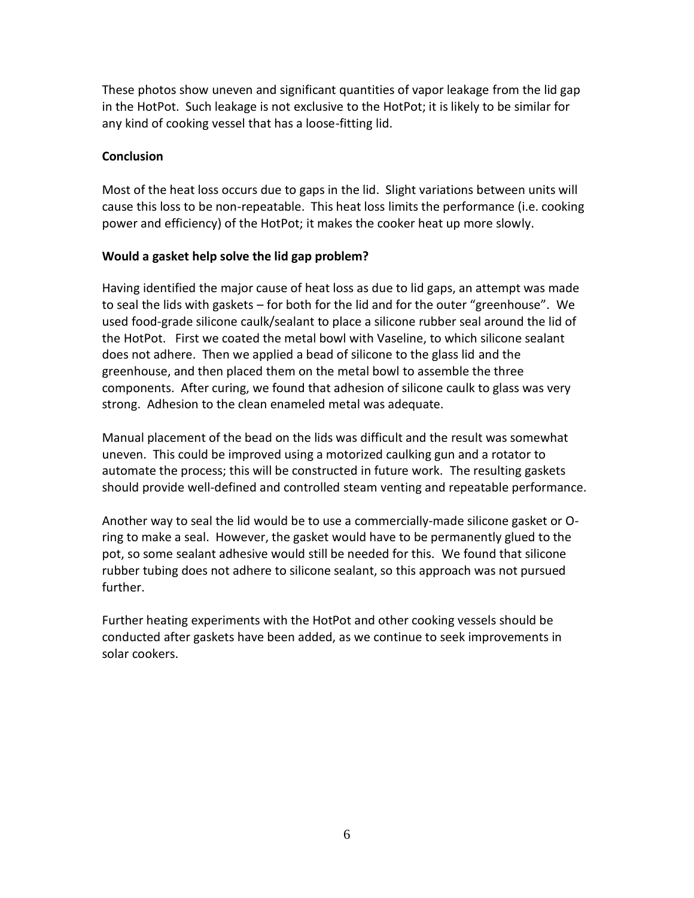These photos show uneven and significant quantities of vapor leakage from the lid gap in the HotPot. Such leakage is not exclusive to the HotPot; it is likely to be similar for any kind of cooking vessel that has a loose-fitting lid.

**Conclusion**

Most of the heat loss occurs due to gaps in the lid. Slight variations between units will cause this loss to be non-repeatable. This heat loss limits the performance (i.e. cooking power and efficiency) of the HotPot; it makes the cooker heat up more slowly.

**Would a gasket help solve the lid gap problem?**

Having identified the major cause of heat loss as due to lid gaps, an attempt was made to seal the lids with gaskets – for both for the lid and for the outer "greenhouse". We used food-grade silicone caulk/sealant to place a silicone rubber seal around the lid of the HotPot. First we coated the metal bowl with Vaseline, to which silicone sealant does not adhere. Then we applied a bead of silicone to the glass lid and the greenhouse, and then placed them on the metal bowl to assemble the three components. After curing, we found that adhesion of silicone caulk to glass was very strong. Adhesion to the clean enameled metal was adequate.

Manual placement of the bead on the lids was difficult and the result was somewhat uneven. This could be improved using a motorized caulking gun and a rotator to automate the process; this will be constructed in future work. The resulting gaskets should provide well-defined and controlled steam venting and repeatable performance.

Another way to seal the lid would be to use a commercially-made silicone gasket or O-ring to make a seal. However, the gasket would have to be permanently glued to the pot, so some sealant adhesive would still be needed for this. We found that silicone rubber tubing does not adhere to silicone sealant, so this approach was not pursued further.

Further heating experiments with the HotPot and other cooking vessels should be conducted after gaskets have been added, as we continue to seek improvements in solar cookers.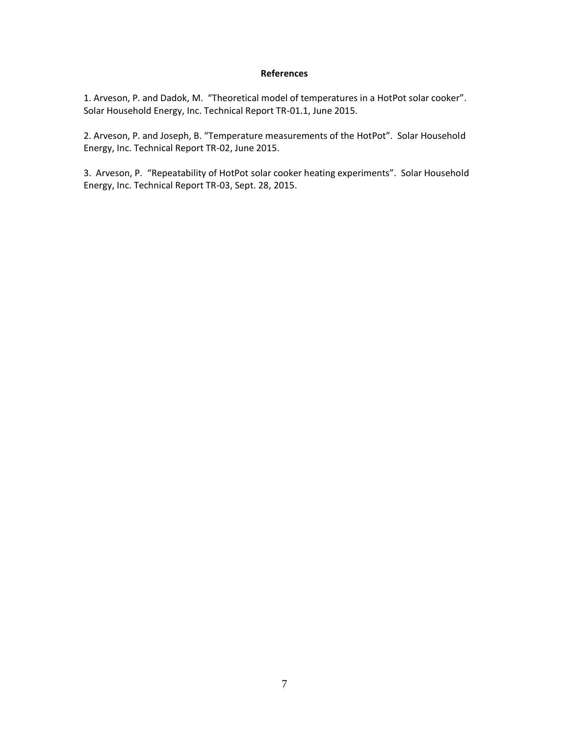## References

1. Arveson, P. and Dadok, M. "Theoretical model of temperatures in a HotPot solar cooker". Solar Household Energy, Inc. Technical Report TR-01.1, June 2015.

2. Arveson, P. and Joseph, B. "Temperature measurements of the HotPot". Solar Household Energy, Inc. Technical Report TR-02, June 2015.

3. Arveson, P. "Repeatability of HotPot solar cooker heating experiments". Solar Household Energy, Inc. Technical Report TR-03, Sept. 28, 2015.